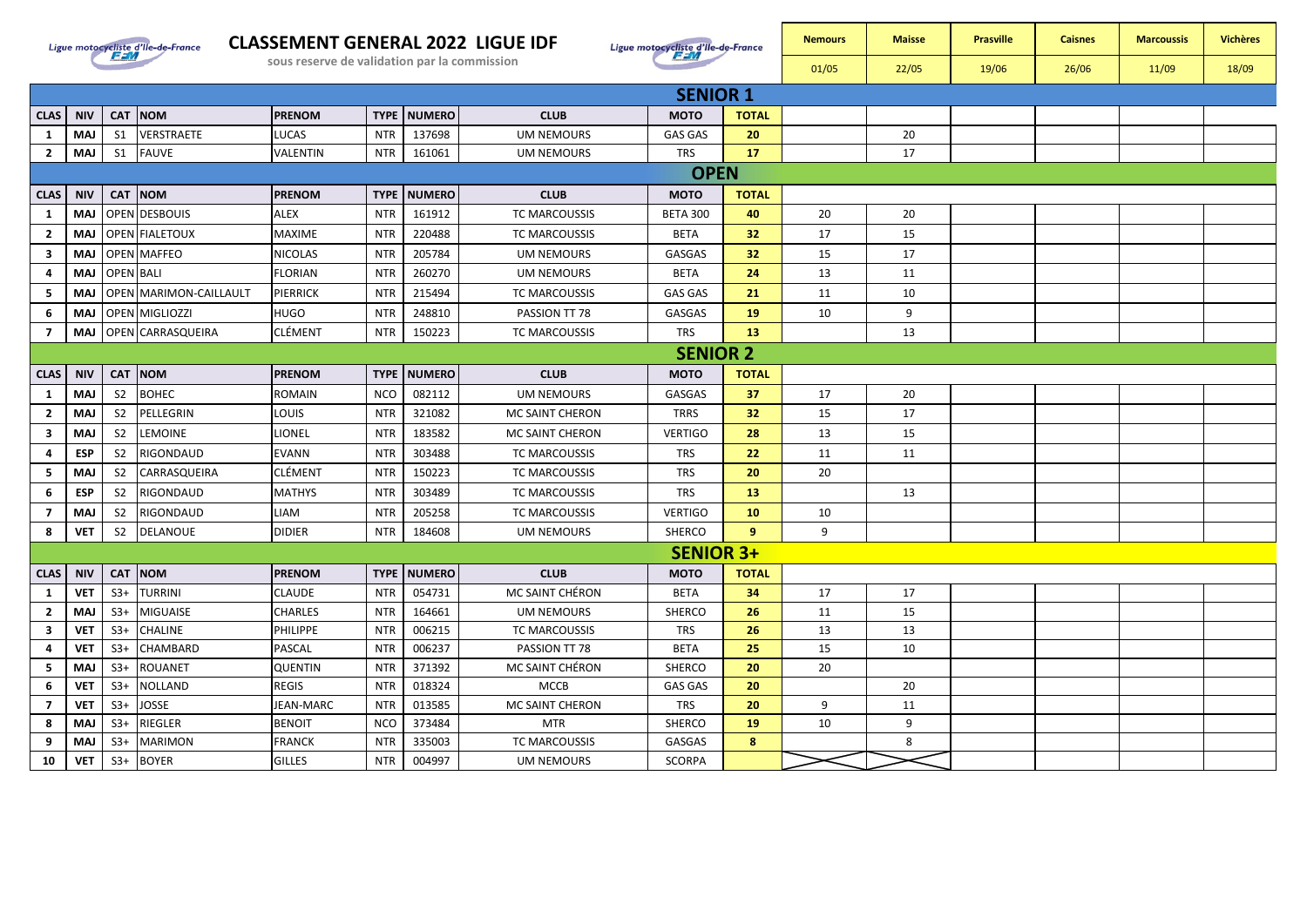# CLASSEMENT GENERAL 2022 LIGUE IDF

sous reserve de validation par la commission

Ligue motocycliste d'Île-de-France

| | | | | | | | | | | Nemours | Maisse | Prasville | Caisnes | Marcoussis | Vichères |
|---|---|---|---|---|---|---|---|---|---|---|---|---|---|---|---|
| | | | | | | | | | | 01/05 | 22/05 | 19/06 | 26/06 | 11/09 | 18/09 |
| **SENIOR 1** | | | | | | | | | | | | | | | |
| **CLAS** | **NIV** | **CAT** | **NOM** | **PRENOM** | **TYPE** | **NUMERO** | **CLUB** | **MOTO** | **TOTAL** | | | | | | |
| 1 | MAJ | S1 | VERSTRAETE | LUCAS | NTR | 137698 | UM NEMOURS | GAS GAS | **20** | | 20 | | | | |
| 2 | MAJ | S1 | FAUVE | VALENTIN | NTR | 161061 | UM NEMOURS | TRS | **17** | | 17 | | | | |
| **OPEN** | | | | | | | | | | | | | | | |
| **CLAS** | **NIV** | **CAT** | **NOM** | **PRENOM** | **TYPE** | **NUMERO** | **CLUB** | **MOTO** | **TOTAL** | | | | | | |
| 1 | MAJ | OPEN | DESBOUIS | ALEX | NTR | 161912 | TC MARCOUSSIS | BETA 300 | **40** | 20 | 20 | | | | |
| 2 | MAJ | OPEN | FIALETOUX | MAXIME | NTR | 220488 | TC MARCOUSSIS | BETA | **32** | 17 | 15 | | | | |
| 3 | MAJ | OPEN | MAFFEO | NICOLAS | NTR | 205784 | UM NEMOURS | GASGAS | **32** | 15 | 17 | | | | |
| 4 | MAJ | OPEN | BALI | FLORIAN | NTR | 260270 | UM NEMOURS | BETA | **24** | 13 | 11 | | | | |
| 5 | MAJ | OPEN | MARIMON-CAILLAULT | PIERRICK | NTR | 215494 | TC MARCOUSSIS | GAS GAS | **21** | 11 | 10 | | | | |
| 6 | MAJ | OPEN | MIGLIOZZI | HUGO | NTR | 248810 | PASSION TT 78 | GASGAS | **19** | 10 | 9 | | | | |
| 7 | MAJ | OPEN | CARRASQUEIRA | CLÉMENT | NTR | 150223 | TC MARCOUSSIS | TRS | **13** | | 13 | | | | |
| **SENIOR 2** | | | | | | | | | | | | | | | |
| **CLAS** | **NIV** | **CAT** | **NOM** | **PRENOM** | **TYPE** | **NUMERO** | **CLUB** | **MOTO** | **TOTAL** | | | | | | |
| 1 | MAJ | S2 | BOHEC | ROMAIN | NCO | 082112 | UM NEMOURS | GASGAS | **37** | 17 | 20 | | | | |
| 2 | MAJ | S2 | PELLEGRIN | LOUIS | NTR | 321082 | MC SAINT CHERON | TRRS | **32** | 15 | 17 | | | | |
| 3 | MAJ | S2 | LEMOINE | LIONEL | NTR | 183582 | MC SAINT CHERON | VERTIGO | **28** | 13 | 15 | | | | |
| 4 | ESP | S2 | RIGONDAUD | EVANN | NTR | 303488 | TC MARCOUSSIS | TRS | **22** | 11 | 11 | | | | |
| 5 | MAJ | S2 | CARRASQUEIRA | CLÉMENT | NTR | 150223 | TC MARCOUSSIS | TRS | **20** | 20 | | | | | |
| 6 | ESP | S2 | RIGONDAUD | MATHYS | NTR | 303489 | TC MARCOUSSIS | TRS | **13** | | 13 | | | | |
| 7 | MAJ | S2 | RIGONDAUD | LIAM | NTR | 205258 | TC MARCOUSSIS | VERTIGO | **10** | 10 | | | | | |
| 8 | VET | S2 | DELANOUE | DIDIER | NTR | 184608 | UM NEMOURS | SHERCO | **9** | 9 | | | | | |
| **SENIOR 3+** | | | | | | | | | | | | | | | |
| **CLAS** | **NIV** | **CAT** | **NOM** | **PRENOM** | **TYPE** | **NUMERO** | **CLUB** | **MOTO** | **TOTAL** | | | | | | |
| 1 | VET | S3+ | TURRINI | CLAUDE | NTR | 054731 | MC SAINT CHÉRON | BETA | **34** | 17 | 17 | | | | |
| 2 | MAJ | S3+ | MIGUAISE | CHARLES | NTR | 164661 | UM NEMOURS | SHERCO | **26** | 11 | 15 | | | | |
| 3 | VET | S3+ | CHALINE | PHILIPPE | NTR | 006215 | TC MARCOUSSIS | TRS | **26** | 13 | 13 | | | | |
| 4 | VET | S3+ | CHAMBARD | PASCAL | NTR | 006237 | PASSION TT 78 | BETA | **25** | 15 | 10 | | | | |
| 5 | MAJ | S3+ | ROUANET | QUENTIN | NTR | 371392 | MC SAINT CHÉRON | SHERCO | **20** | 20 | | | | | |
| 6 | VET | S3+ | NOLLAND | REGIS | NTR | 018324 | MCCB | GAS GAS | **20** | | 20 | | | | |
| 7 | VET | S3+ | JOSSE | JEAN-MARC | NTR | 013585 | MC SAINT CHERON | TRS | **20** | 9 | 11 | | | | |
| 8 | MAJ | S3+ | RIEGLER | BENOIT | NCO | 373484 | MTR | SHERCO | **19** | 10 | 9 | | | | |
| 9 | MAJ | S3+ | MARIMON | FRANCK | NTR | 335003 | TC MARCOUSSIS | GASGAS | **8** | | 8 | | | | |
| 10 | VET | S3+ | BOYER | GILLES | NTR | 004997 | UM NEMOURS | SCORPA | | X | X | | | | |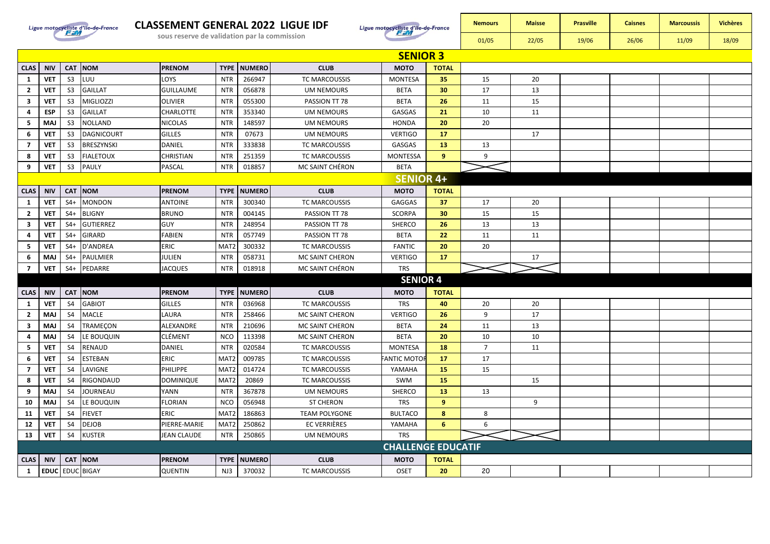# CLASSEMENT GENERAL 2022 LIGUE IDF

sous reserve de validation par la commission

Ligue motocycliste d'Ile-de-France

| | | | | | | | | | | Nemours | Maisse | Prasville | Caisnes | Marcoussis | Vichères |
|---|---|---|---|---|---|---|---|---|---|---|---|---|---|---|---|
| | | | | | | | | | | 01/05 | 22/05 | 19/06 | 26/06 | 11/09 | 18/09 |
| **SENIOR 3** | | | | | | | | | | | | | | | |
| **CLAS** | **NIV** | **CAT** | **NOM** | **PRENOM** | **TYPE** | **NUMERO** | **CLUB** | **MOTO** | **TOTAL** | | | | | | |
| 1 | VET | S3 | LUU | LOYS | NTR | 266947 | TC MARCOUSSIS | MONTESA | 35 | 15 | 20 | | | | |
| 2 | VET | S3 | GAILLAT | GUILLAUME | NTR | 056878 | UM NEMOURS | BETA | 30 | 17 | 13 | | | | |
| 3 | VET | S3 | MIGLIOZZI | OLIVIER | NTR | 055300 | PASSION TT 78 | BETA | 26 | 11 | 15 | | | | |
| 4 | ESP | S3 | GAILLAT | CHARLOTTE | NTR | 353340 | UM NEMOURS | GASGAS | 21 | 10 | 11 | | | | |
| 5 | MAJ | S3 | NOLLAND | NICOLAS | NTR | 148597 | UM NEMOURS | HONDA | 20 | 20 | | | | | |
| 6 | VET | S3 | DAGNICOURT | GILLES | NTR | 07673 | UM NEMOURS | VERTIGO | 17 | | 17 | | | | |
| 7 | VET | S3 | BRESZYNSKI | DANIEL | NTR | 333838 | TC MARCOUSSIS | GASGAS | 13 | 13 | | | | | |
| 8 | VET | S3 | FIALETOUX | CHRISTIAN | NTR | 251359 | TC MARCOUSSIS | MONTESSA | 9 | 9 | | | | | |
| 9 | VET | S3 | PAULY | PASCAL | NTR | 018857 | MC SAINT CHÉRON | BETA | | X | | | | | |
| **SENIOR 4+** | | | | | | | | | | | | | | | |
| **CLAS** | **NIV** | **CAT** | **NOM** | **PRENOM** | **TYPE** | **NUMERO** | **CLUB** | **MOTO** | **TOTAL** | | | | | | |
| 1 | VET | S4+ | MONDON | ANTOINE | NTR | 300340 | TC MARCOUSSIS | GAGGAS | 37 | 17 | 20 | | | | |
| 2 | VET | S4+ | BLIGNY | BRUNO | NTR | 004145 | PASSION TT 78 | SCORPA | 30 | 15 | 15 | | | | |
| 3 | VET | S4+ | GUTIERREZ | GUY | NTR | 248954 | PASSION TT 78 | SHERCO | 26 | 13 | 13 | | | | |
| 4 | VET | S4+ | GIRARD | FABIEN | NTR | 057749 | PASSION TT 78 | BETA | 22 | 11 | 11 | | | | |
| 5 | VET | S4+ | D'ANDREA | ERIC | MAT2 | 300332 | TC MARCOUSSIS | FANTIC | 20 | 20 | | | | | |
| 6 | MAJ | S4+ | PAULMIER | JULIEN | NTR | 058731 | MC SAINT CHERON | VERTIGO | 17 | | 17 | | | | |
| 7 | VET | S4+ | PEDARRE | JACQUES | NTR | 018918 | MC SAINT CHÉRON | TRS | | X | X | | | | |
| **SENIOR 4** | | | | | | | | | | | | | | | |
| **CLAS** | **NIV** | **CAT** | **NOM** | **PRENOM** | **TYPE** | **NUMERO** | **CLUB** | **MOTO** | **TOTAL** | | | | | | |
| 1 | VET | S4 | GABIOT | GILLES | NTR | 036968 | TC MARCOUSSIS | TRS | 40 | 20 | 20 | | | | |
| 2 | MAJ | S4 | MACLE | LAURA | NTR | 258466 | MC SAINT CHERON | VERTIGO | 26 | 9 | 17 | | | | |
| 3 | MAJ | S4 | TRAMEÇON | ALEXANDRE | NTR | 210696 | MC SAINT CHERON | BETA | 24 | 11 | 13 | | | | |
| 4 | MAJ | S4 | LE BOUQUIN | CLÉMENT | NCO | 113398 | MC SAINT CHERON | BETA | 20 | 10 | 10 | | | | |
| 5 | VET | S4 | RENAUD | DANIEL | NTR | 020584 | TC MARCOUSSIS | MONTESA | 18 | 7 | 11 | | | | |
| 6 | VET | S4 | ESTEBAN | ERIC | MAT2 | 009785 | TC MARCOUSSIS | FANTIC MOTOR | 17 | 17 | | | | | |
| 7 | VET | S4 | LAVIGNE | PHILIPPE | MAT2 | 014724 | TC MARCOUSSIS | YAMAHA | 15 | 15 | | | | | |
| 8 | VET | S4 | RIGONDAUD | DOMINIQUE | MAT2 | 20869 | TC MARCOUSSIS | SWM | 15 | | 15 | | | | |
| 9 | MAJ | S4 | JOURNEAU | YANN | NTR | 367878 | UM NEMOURS | SHERCO | 13 | 13 | | | | | |
| 10 | MAJ | S4 | LE BOUQUIN | FLORIAN | NCO | 056948 | ST CHERON | TRS | 9 | | 9 | | | | |
| 11 | VET | S4 | FIEVET | ERIC | MAT2 | 186863 | TEAM POLYGONE | BULTACO | 8 | 8 | | | | | |
| 12 | VET | S4 | DEJOB | PIERRE-MARIE | MAT2 | 250862 | EC VERRIÈRES | YAMAHA | 6 | 6 | | | | | |
| 13 | VET | S4 | KUSTER | JEAN CLAUDE | NTR | 250865 | UM NEMOURS | TRS | | X | X | | | | |
| **CHALLENGE EDUCATIF** | | | | | | | | | | | | | | | |
| **CLAS** | **NIV** | **CAT** | **NOM** | **PRENOM** | **TYPE** | **NUMERO** | **CLUB** | **MOTO** | **TOTAL** | | | | | | |
| 1 | EDUC | EDUC | BIGAY | QUENTIN | NJ3 | 370032 | TC MARCOUSSIS | OSET | 20 | 20 | | | | | |